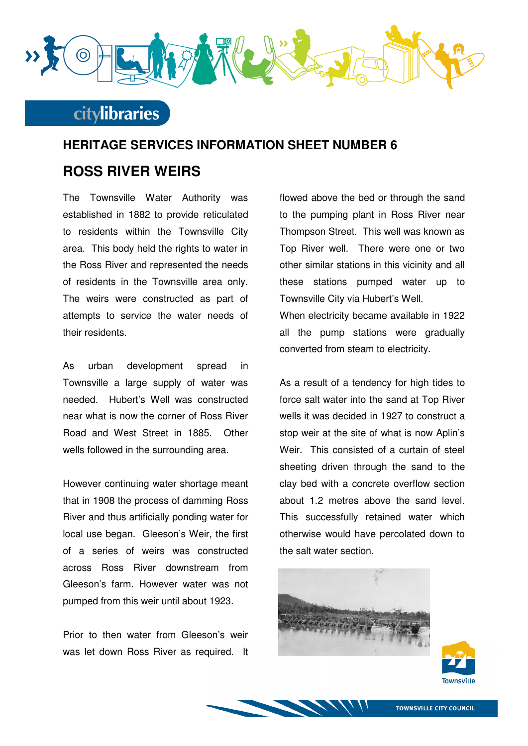## HERITAGE SERVICES INFORMATION SHEET NUMBER 6

# ROSS RIVER WEIRS

The Townsville Water Authority was established in 1882 to provide reticulated to residents within the Townsville City area. This body held the rights to water in the Ross River and represented the needs of residents in the Townsville area only. The weirs were constructed as part of attempts to service the water needs of their residents.

As urban development spread in Townsville a large supply of water was needed. Hubert's Well was constructed near what is now the corner of Ross River Road and West Street in 1885. Other wells followed in the surrounding area.

However continuing water shortage meant that in 1908 the process of damming Ross River and thus artificially ponding water for local use began. Gleeson's Weir, the first of a series of weirs was constructed across Ross River downstream from Gleeson's farm. However water was not pumped from this weir until about 1923.

Prior to then water from Gleeson's weir was let down Ross River as required. It flowed above the bed or through the sand to the pumping plant in Ross River near Thompson Street. This well was known as Top River well. There were one or two other similar stations in this vicinity and all these stations pumped water up to Townsville City via Hubert's Well.

When electricity became available in 1922 all the pump stations were gradually converted from steam to electricity.

As a result of a tendency for high tides to force salt water into the sand at Top River wells it was decided in 1927 to construct a stop weir at the site of what is now Aplin's Weir. This consisted of a curtain of steel sheeting driven through the sand to the clay bed with a concrete overflow section about 1.2 metres above the sand level. This successfully retained water which otherwise would have percolated down to the salt water section.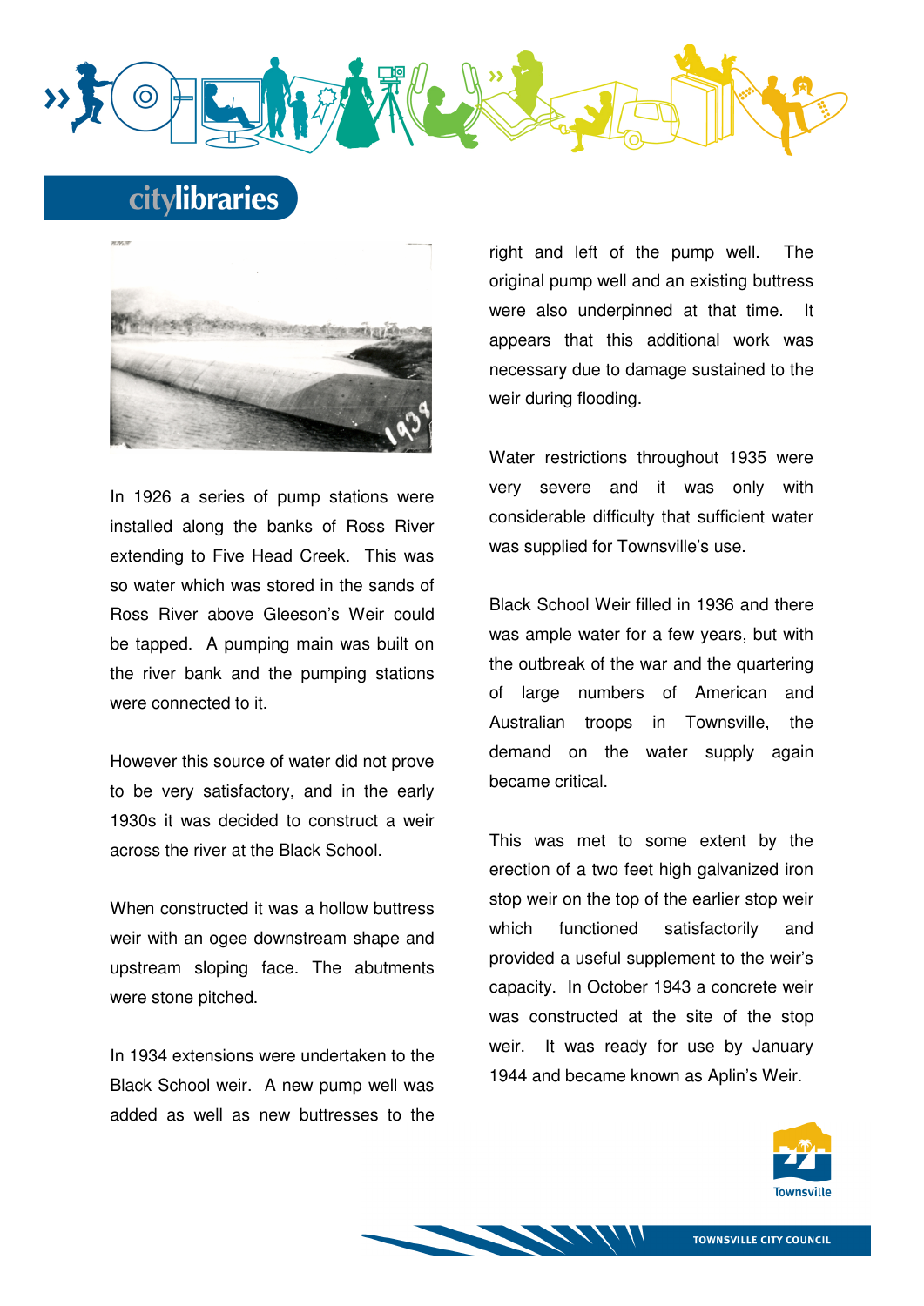In 1926 a series of pump stations were installed along the banks of Ross River extending to Five Head Creek. This was so water which was stored in the sands of Ross River above Gleeson's Weir could be tapped. A pumping main was built on the river bank and the pumping stations were connected to it.

However this source of water did not prove to be very satisfactory, and in the early 1930s it was decided to construct a weir across the river at the Black School.

When constructed it was a hollow buttress weir with an ogee downstream shape and upstream sloping face. The abutments were stone pitched.

In 1934 extensions were undertaken to the Black School weir. A new pump well was added as well as new buttresses to the right and left of the pump well. The original pump well and an existing buttress were also underpinned at that time. It appears that this additional work was necessary due to damage sustained to the weir during flooding.

Water restrictions throughout 1935 were very severe and it was only with considerable difficulty that sufficient water was supplied for Townsville's use.

Black School Weir filled in 1936 and there was ample water for a few years, but with the outbreak of the war and the quartering of large numbers of American and Australian troops in Townsville, the demand on the water supply again became critical.

This was met to some extent by the erection of a two feet high galvanized iron stop weir on the top of the earlier stop weir which functioned satisfactorily and provided a useful supplement to the weir's capacity. In October 1943 a concrete weir was constructed at the site of the stop weir. It was ready for use by January 1944 and became known as Aplin's Weir.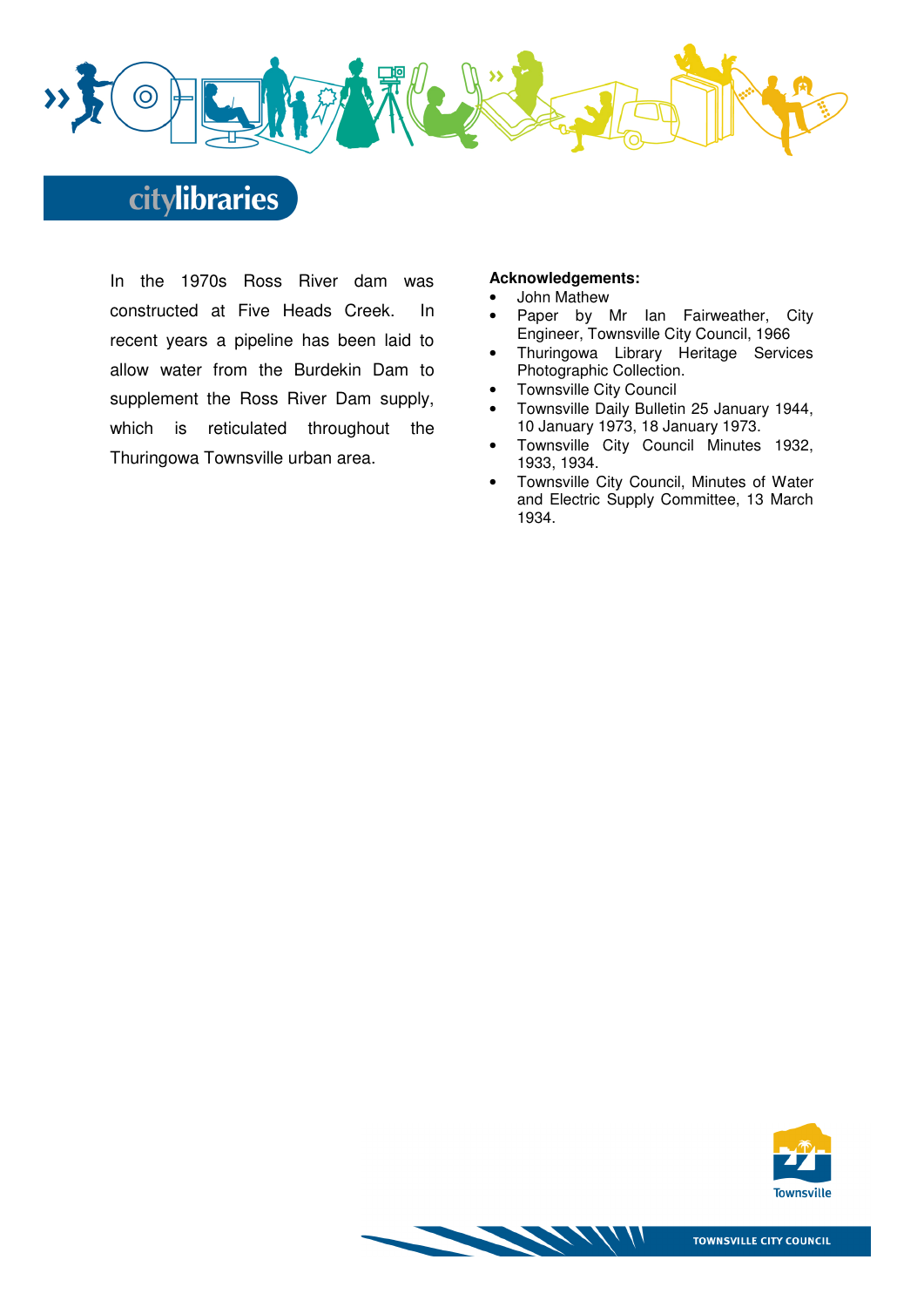In the 1970s Ross River dam was constructed at Five Heads Creek. In recent years a pipeline has been laid to allow water from the Burdekin Dam to supplement the Ross River Dam supply, which is reticulated throughout the Thuringowa Townsville urban area.

**Acknowledgements:**

- John Mathew
- Paper by Mr Ian Fairweather, City Engineer, Townsville City Council, 1966
- Thuringowa Library Heritage Services Photographic Collection.
- Townsville City Council
- Townsville Daily Bulletin 25 January 1944, 10 January 1973, 18 January 1973.
- Townsville City Council Minutes 1932, 1933, 1934.
- Townsville City Council, Minutes of Water and Electric Supply Committee, 13 March 1934.